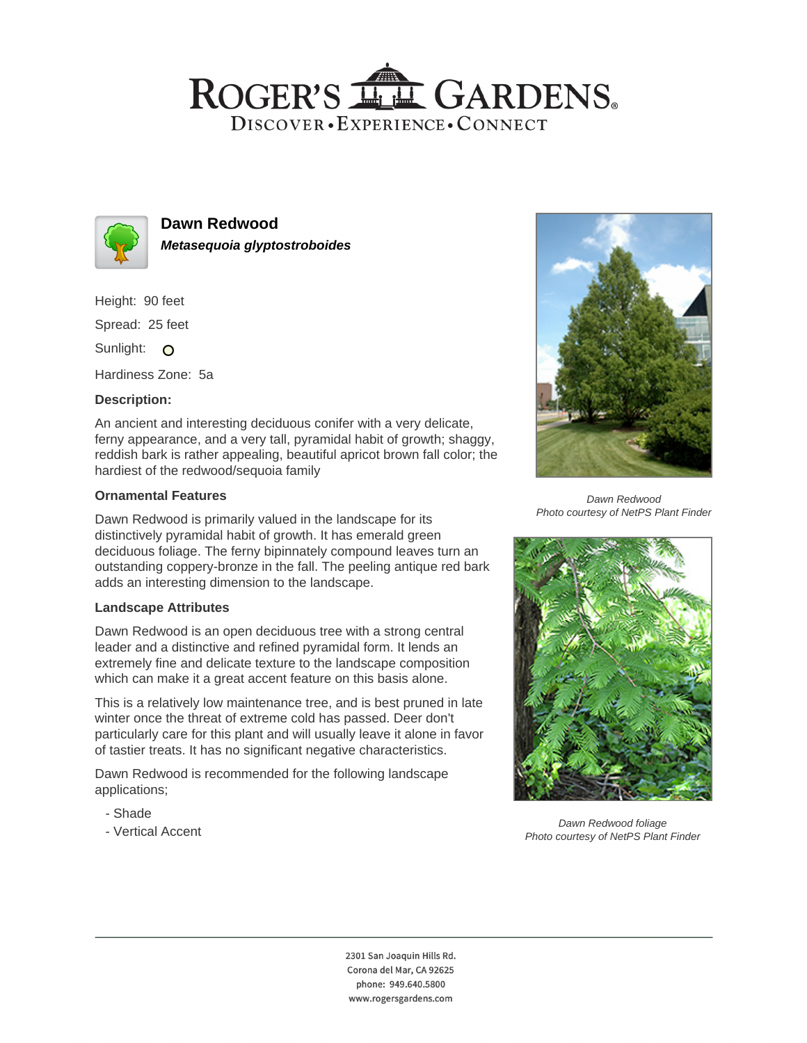# Dawn Redwood

***Metasequoia glyptostroboides***

Height: 90 feet

Spread: 25 feet

Sunlight: 

Hardiness Zone: 5a

**Description:**

An ancient and interesting deciduous conifer with a very delicate, ferny appearance, and a very tall, pyramidal habit of growth; shaggy, reddish bark is rather appealing, beautiful apricot brown fall color; the hardiest of the redwood/sequoia family

### Ornamental Features

Dawn Redwood is primarily valued in the landscape for its distinctively pyramidal habit of growth. It has emerald green deciduous foliage. The ferny bipinnately compound leaves turn an outstanding coppery-bronze in the fall. The peeling antique red bark adds an interesting dimension to the landscape.

### Landscape Attributes

Dawn Redwood is an open deciduous tree with a strong central leader and a distinctive and refined pyramidal form. It lends an extremely fine and delicate texture to the landscape composition which can make it a great accent feature on this basis alone.

This is a relatively low maintenance tree, and is best pruned in late winter once the threat of extreme cold has passed. Deer don't particularly care for this plant and will usually leave it alone in favor of tastier treats. It has no significant negative characteristics.

Dawn Redwood is recommended for the following landscape applications;

- Shade
- Vertical Accent

*Dawn Redwood*
*Photo courtesy of NetPS Plant Finder*

*Dawn Redwood foliage*
*Photo courtesy of NetPS Plant Finder*

2301 San Joaquin Hills Rd.
Corona del Mar, CA 92625
phone: 949.640.5800
www.rogersgardens.com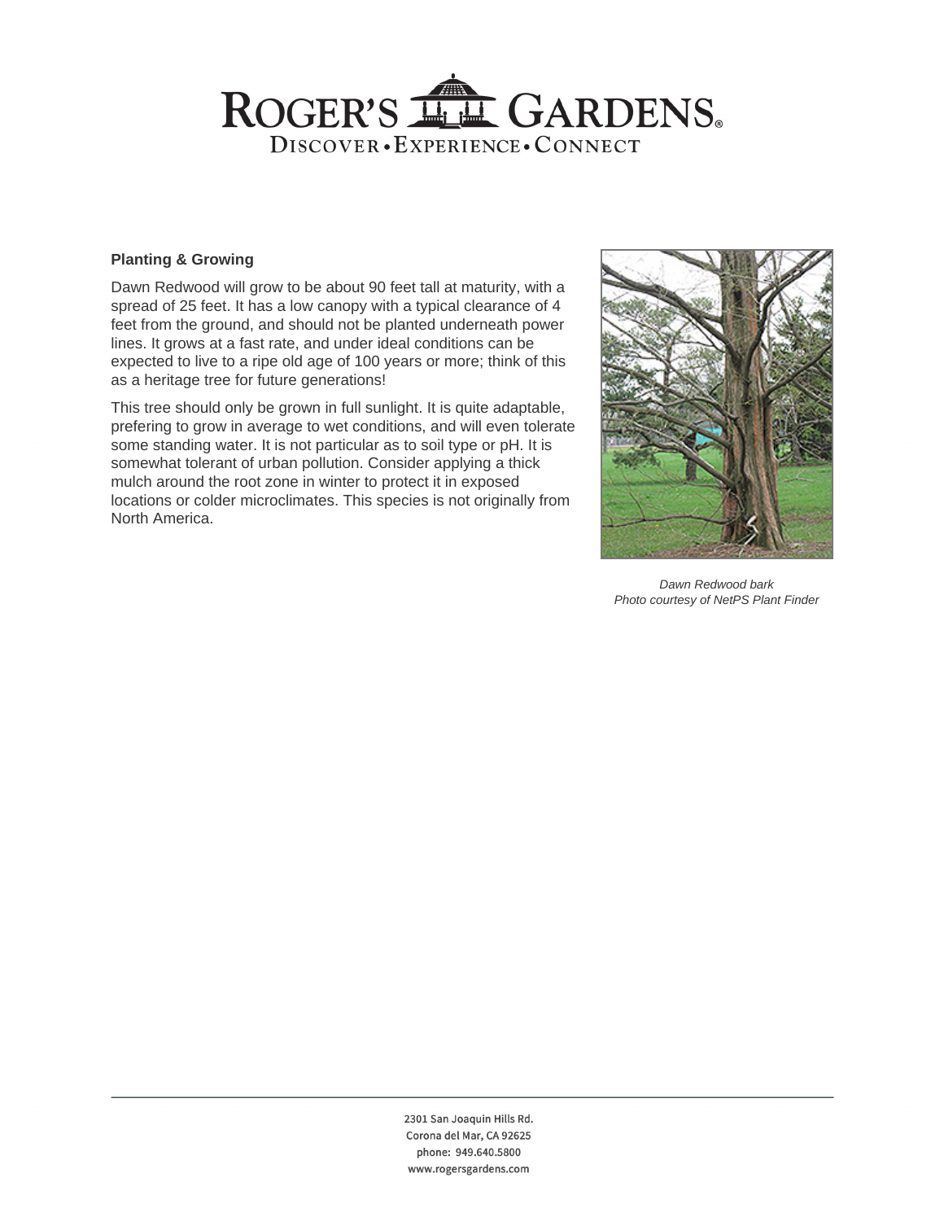## Planting & Growing

Dawn Redwood will grow to be about 90 feet tall at maturity, with a spread of 25 feet. It has a low canopy with a typical clearance of 4 feet from the ground, and should not be planted underneath power lines. It grows at a fast rate, and under ideal conditions can be expected to live to a ripe old age of 100 years or more; think of this as a heritage tree for future generations!

This tree should only be grown in full sunlight. It is quite adaptable, prefering to grow in average to wet conditions, and will even tolerate some standing water. It is not particular as to soil type or pH. It is somewhat tolerant of urban pollution. Consider applying a thick mulch around the root zone in winter to protect it in exposed locations or colder microclimates. This species is not originally from North America.

*Dawn Redwood bark*
*Photo courtesy of NetPS Plant Finder*